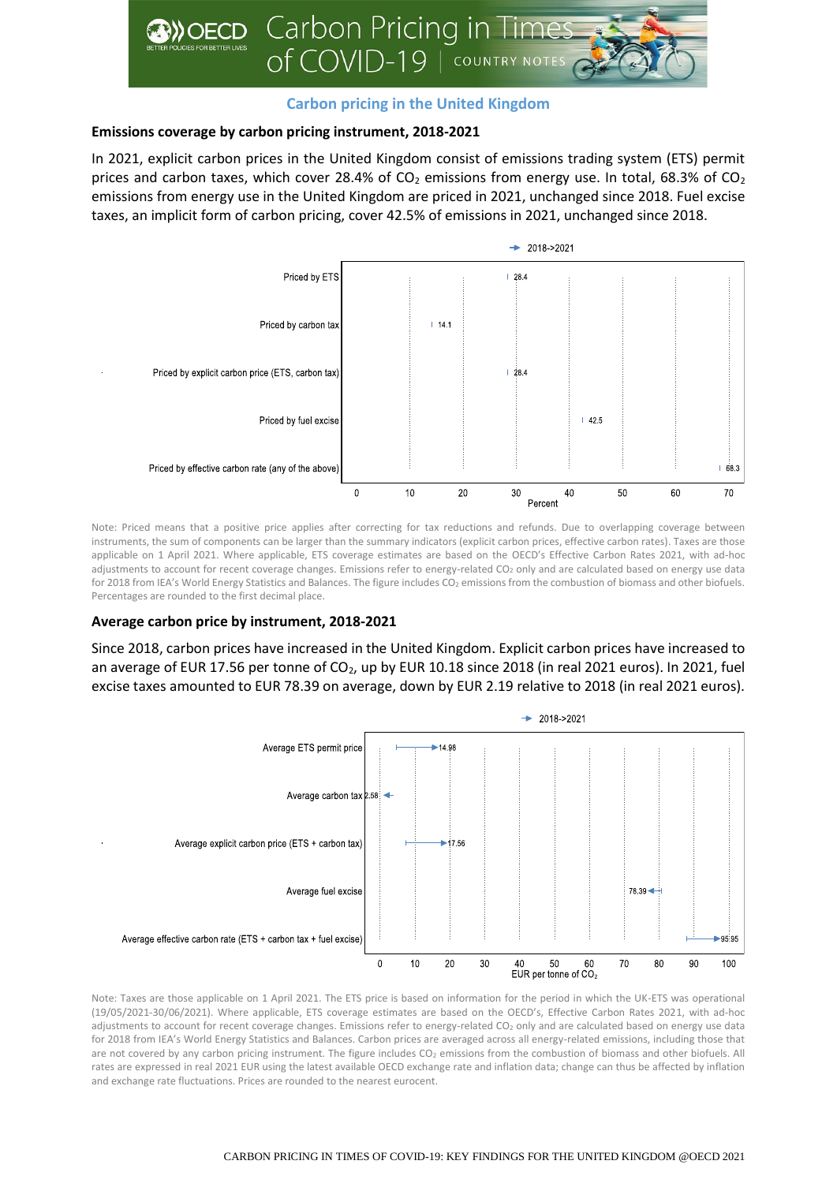## Carbon pricing in the United Kingdom

### Emissions coverage by carbon pricing instrument, 2018-2021

In 2021, explicit carbon prices in the United Kingdom consist of emissions trading system (ETS) permit prices and carbon taxes, which cover 28.4% of $CO_2$ emissions from energy use. In total, 68.3% of $CO_2$ emissions from energy use in the United Kingdom are priced in 2021, unchanged since 2018. Fuel excise taxes, an implicit form of carbon pricing, cover 42.5% of emissions in 2021, unchanged since 2018.

| | Percent (2018->2021) |
|---|---|
| Priced by ETS | 28.4 |
| Priced by carbon tax | 14.1 |
| Priced by explicit carbon price (ETS, carbon tax) | 28.4 |
| Priced by fuel excise | 42.5 |
| Priced by effective carbon rate (any of the above) | 68.3 |

Note: Priced means that a positive price applies after correcting for tax reductions and refunds. Due to overlapping coverage between instruments, the sum of components can be larger than the summary indicators (explicit carbon prices, effective carbon rates). Taxes are those applicable on 1 April 2021. Where applicable, ETS coverage estimates are based on the OECD's Effective Carbon Rates 2021, with ad-hoc adjustments to account for recent coverage changes. Emissions refer to energy-related $CO_2$ only and are calculated based on energy use data for 2018 from IEA's World Energy Statistics and Balances. The figure includes $CO_2$ emissions from the combustion of biomass and other biofuels. Percentages are rounded to the first decimal place.

### Average carbon price by instrument, 2018-2021

Since 2018, carbon prices have increased in the United Kingdom. Explicit carbon prices have increased to an average of EUR 17.56 per tonne of $CO_2$, up by EUR 10.18 since 2018 (in real 2021 euros). In 2021, fuel excise taxes amounted to EUR 78.39 on average, down by EUR 2.19 relative to 2018 (in real 2021 euros).

| | EUR per tonne of $CO_2$ (2021) |
|---|---|
| Average ETS permit price | 14.98 |
| Average carbon tax | 2.58 |
| Average explicit carbon price (ETS + carbon tax) | 17.56 |
| Average fuel excise | 78.39 |
| Average effective carbon rate (ETS + carbon tax + fuel excise) | 95.95 |

Note: Taxes are those applicable on 1 April 2021. The ETS price is based on information for the period in which the UK-ETS was operational (19/05/2021-30/06/2021). Where applicable, ETS coverage estimates are based on the OECD's, Effective Carbon Rates 2021, with ad-hoc adjustments to account for recent coverage changes. Emissions refer to energy-related $CO_2$ only and are calculated based on energy use data for 2018 from IEA's World Energy Statistics and Balances. Carbon prices are averaged across all energy-related emissions, including those that are not covered by any carbon pricing instrument. The figure includes $CO_2$ emissions from the combustion of biomass and other biofuels. All rates are expressed in real 2021 EUR using the latest available OECD exchange rate and inflation data; change can thus be affected by inflation and exchange rate fluctuations. Prices are rounded to the nearest eurocent.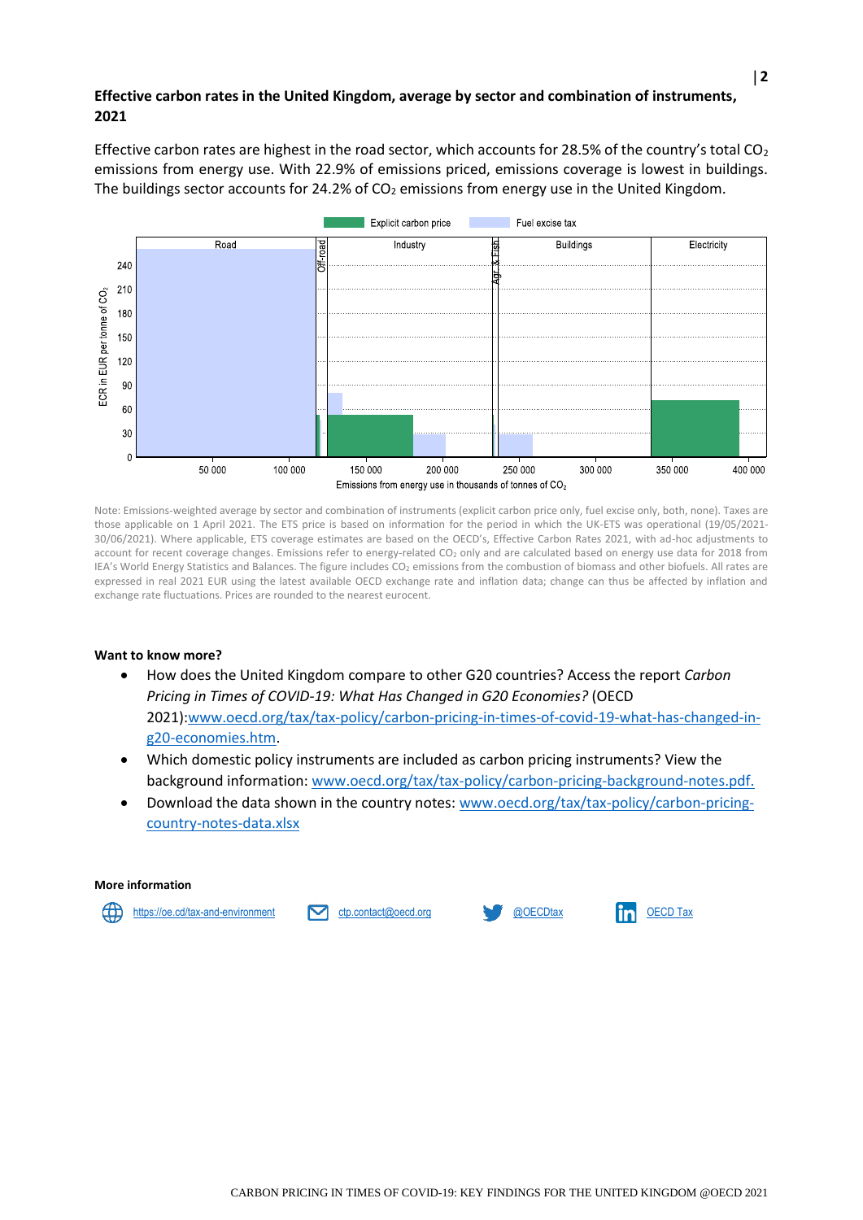**Effective carbon rates in the United Kingdom, average by sector and combination of instruments, 2021**

Effective carbon rates are highest in the road sector, which accounts for 28.5% of the country's total $CO_2$ emissions from energy use. With 22.9% of emissions priced, emissions coverage is lowest in buildings. The buildings sector accounts for 24.2% of $CO_2$ emissions from energy use in the United Kingdom.

Explicit carbon price
Fuel excise tax

Road
Off-road
Industry
Agr. & Fish
Buildings
Electricity

ECR in EUR per tonne of $CO_2$

0
30
60
90
120
150
180
210
240

50 000
100 000
150 000
200 000
250 000
300 000
350 000
400 000

Emissions from energy use in thousands of tonnes of $CO_2$

Note: Emissions-weighted average by sector and combination of instruments (explicit carbon price only, fuel excise only, both, none). Taxes are those applicable on 1 April 2021. The ETS price is based on information for the period in which the UK-ETS was operational (19/05/2021-30/06/2021). Where applicable, ETS coverage estimates are based on the OECD's, Effective Carbon Rates 2021, with ad-hoc adjustments to account for recent coverage changes. Emissions refer to energy-related $CO_2$ only and are calculated based on energy use data for 2018 from IEA's World Energy Statistics and Balances. The figure includes $CO_2$ emissions from the combustion of biomass and other biofuels. All rates are expressed in real 2021 EUR using the latest available OECD exchange rate and inflation data; change can thus be affected by inflation and exchange rate fluctuations. Prices are rounded to the nearest eurocent.

**Want to know more?**

- How does the United Kingdom compare to other G20 countries? Access the report *Carbon Pricing in Times of COVID-19: What Has Changed in G20 Economies?* (OECD 2021):www.oecd.org/tax/tax-policy/carbon-pricing-in-times-of-covid-19-what-has-changed-in-g20-economies.htm.
- Which domestic policy instruments are included as carbon pricing instruments? View the background information: www.oecd.org/tax/tax-policy/carbon-pricing-background-notes.pdf.
- Download the data shown in the country notes: www.oecd.org/tax/tax-policy/carbon-pricing-country-notes-data.xlsx

**More information**

https://oe.cd/tax-and-environment ctp.contact@oecd.org @OECDtax OECD Tax